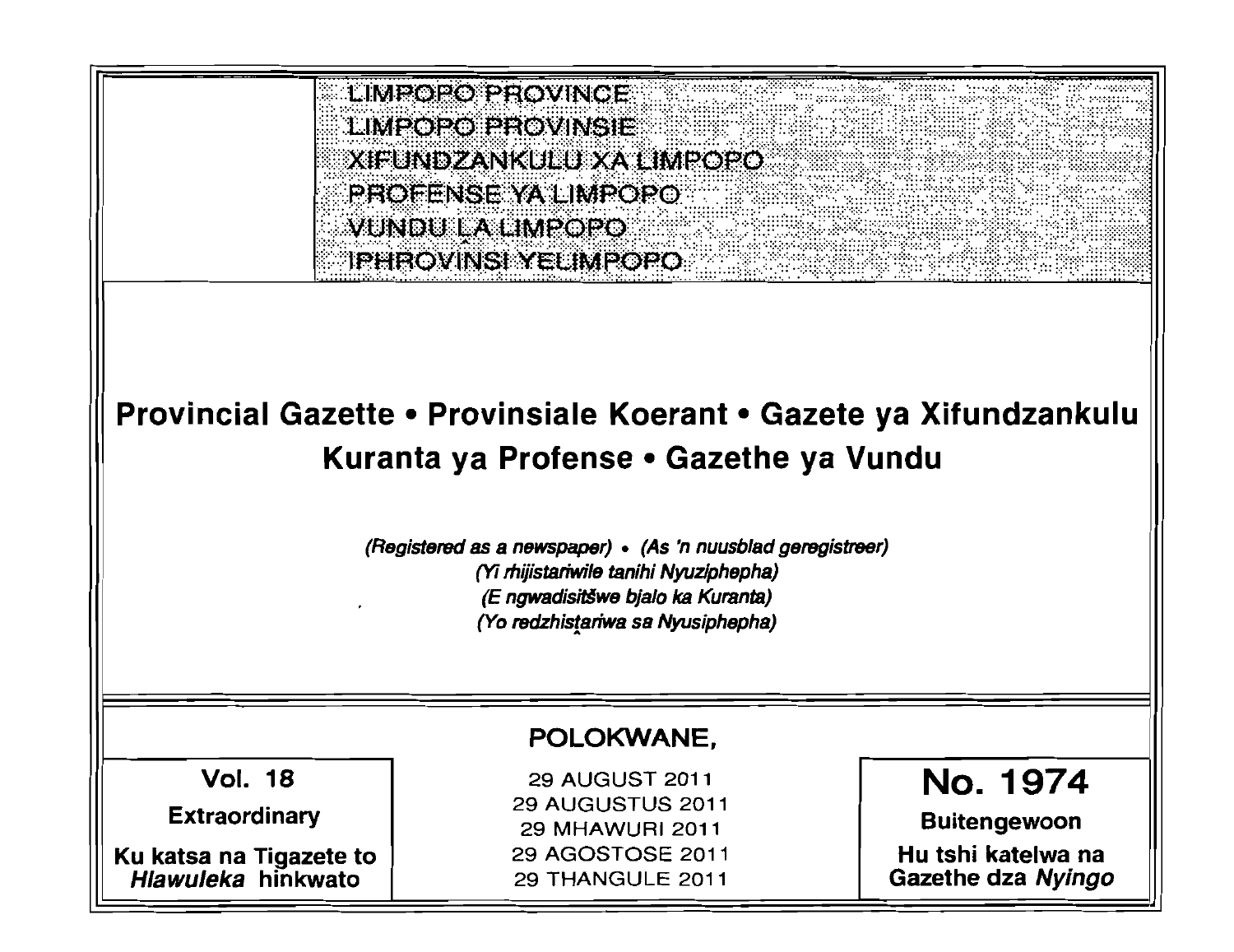LIMPOPO PROVINCE
LIMPOPO PROVINSIE
XIFUNDZANKULU XA LIMPOPO
PROFENSE YA LIMPOPO
VUNDU LA LIMPOPO
IPHROVINSI YELIMPOPO

# Provincial Gazette • Provinsiale Koerant • Gazete ya Xifundzankulu
# Kuranta ya Profense • Gazethe ya Vundu

*(Registered as a newspaper)* • *(As 'n nuusblad geregistreer)*
*(Yi rhijistariwile tanihi Nyuziphepha)*
*(E ngwadisitšwe bjalo ka Kuranta)*
*(Yo redzhistariwa sa Nyusiphepha)*

**POLOKWANE,**

29 AUGUST 2011
29 AUGUSTUS 2011
29 MHAWURI 2011
29 AGOSTOSE 2011
29 THANGULE 2011

**Vol. 18**

**Extraordinary**

**Ku katsa na Tigazete to *Hlawuleka* hinkwato**

**No. 1974**

**Buitengewoon**

**Hu tshi katelwa na Gazethe dza *Nyingo***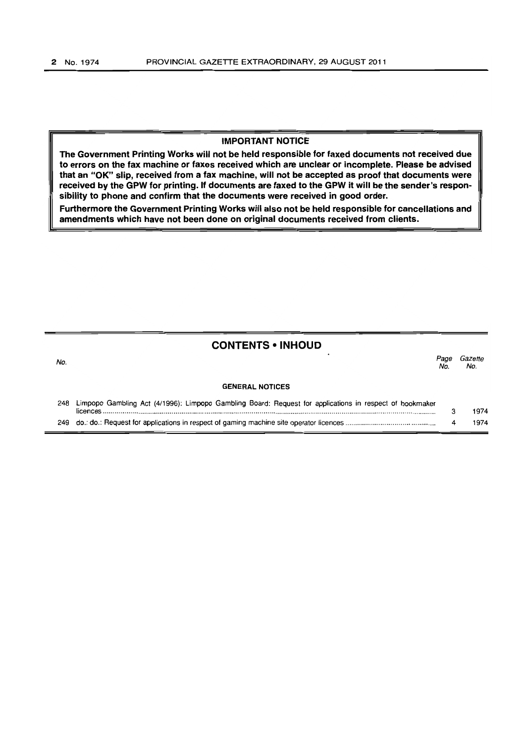## IMPORTANT NOTICE

**The Government Printing Works will not be held responsible for faxed documents not received due to errors on the fax machine or faxes received which are unclear or incomplete. Please be advised that an "OK" slip, received from a fax machine, will not be accepted as proof that documents were received by the GPW for printing. If documents are faxed to the GPW it will be the sender's responsibility to phone and confirm that the documents were received in good order.**

**Furthermore the Government Printing Works will also not be held responsible for cancellations and amendments which have not been done on original documents received from clients.**

## CONTENTS • INHOUD

| No. | | Page No. | Gazette No. |
|---|---|---|---|
| | **GENERAL NOTICES** | | |
| 248 | Limpopo Gambling Act (4/1996): Limpopo Gambling Board: Request for applications in respect of bookmaker licences | 3 | 1974 |
| 249 | do.: do.: Request for applications in respect of gaming machine site operator licences | 4 | 1974 |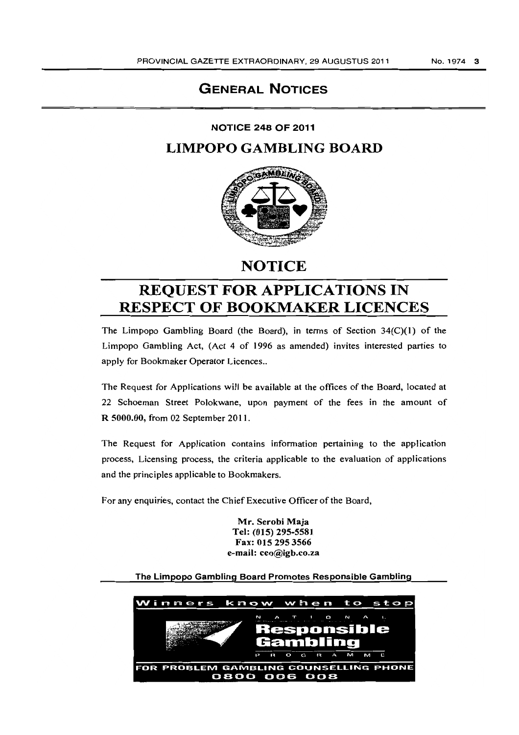# GENERAL NOTICES

## NOTICE 248 OF 2011

## LIMPOPO GAMBLING BOARD

# NOTICE

# REQUEST FOR APPLICATIONS IN RESPECT OF BOOKMAKER LICENCES

The Limpopo Gambling Board (the Board), in terms of Section 34(C)(1) of the Limpopo Gambling Act, (Act 4 of 1996 as amended) invites interested parties to apply for Bookmaker Operator Licences..

The Request for Applications will be available at the offices of the Board, located at 22 Schoeman Street Polokwane, upon payment of the fees in the amount of **R 5000.00**, from 02 September 2011.

The Request for Application contains information pertaining to the application process, Licensing process, the criteria applicable to the evaluation of applications and the principles applicable to Bookmakers.

For any enquiries, contact the Chief Executive Officer of the Board,

**Mr. Serobi Maja**
**Tel: (015) 295-5581**
**Fax: 015 295 3566**
**e-mail: ceo@lgb.co.za**

**The Limpopo Gambling Board Promotes Responsible Gambling**

Winners know when to stop

NATIONAL Responsible Gambling PROGRAMME

FOR PROBLEM GAMBLING COUNSELLING PHONE 0800 006 008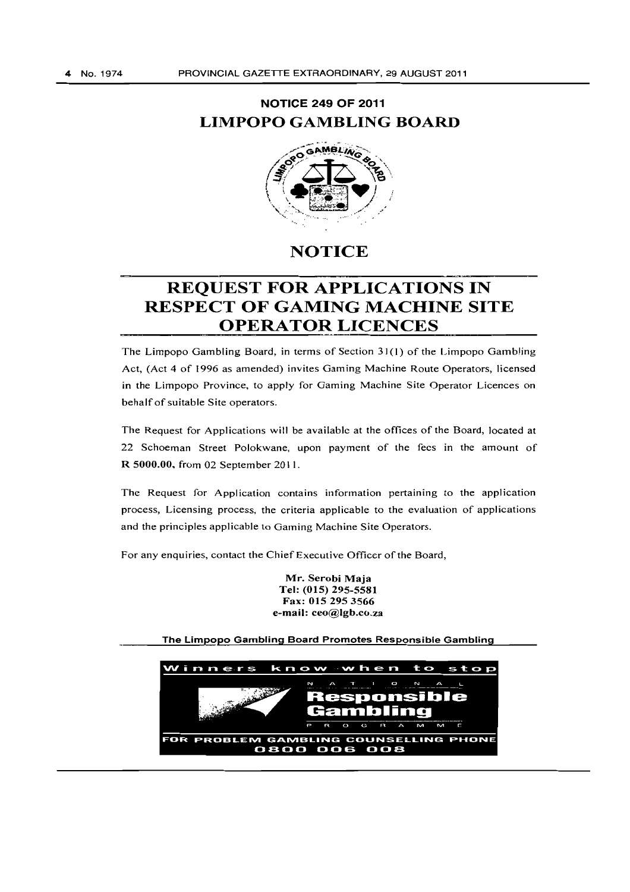## NOTICE 249 OF 2011

# LIMPOPO GAMBLING BOARD

## NOTICE

# REQUEST FOR APPLICATIONS IN RESPECT OF GAMING MACHINE SITE OPERATOR LICENCES

The Limpopo Gambling Board, in terms of Section 31(1) of the Limpopo Gambling Act, (Act 4 of 1996 as amended) invites Gaming Machine Route Operators, licensed in the Limpopo Province, to apply for Gaming Machine Site Operator Licences on behalf of suitable Site operators.

The Request for Applications will be available at the offices of the Board, located at 22 Schoeman Street Polokwane, upon payment of the fees in the amount of **R 5000.00**, from 02 September 2011.

The Request for Application contains information pertaining to the application process, Licensing process, the criteria applicable to the evaluation of applications and the principles applicable to Gaming Machine Site Operators.

For any enquiries, contact the Chief Executive Officer of the Board,

**Mr. Serobi Maja**
**Tel: (015) 295-5581**
**Fax: 015 295 3566**
**e-mail: ceo@lgb.co.za**

**The Limpopo Gambling Board Promotes Responsible Gambling**

Winners know when to stop

NATIONAL Responsible Gambling PROGRAMME

FOR PROBLEM GAMBLING COUNSELLING PHONE 0800 006 008